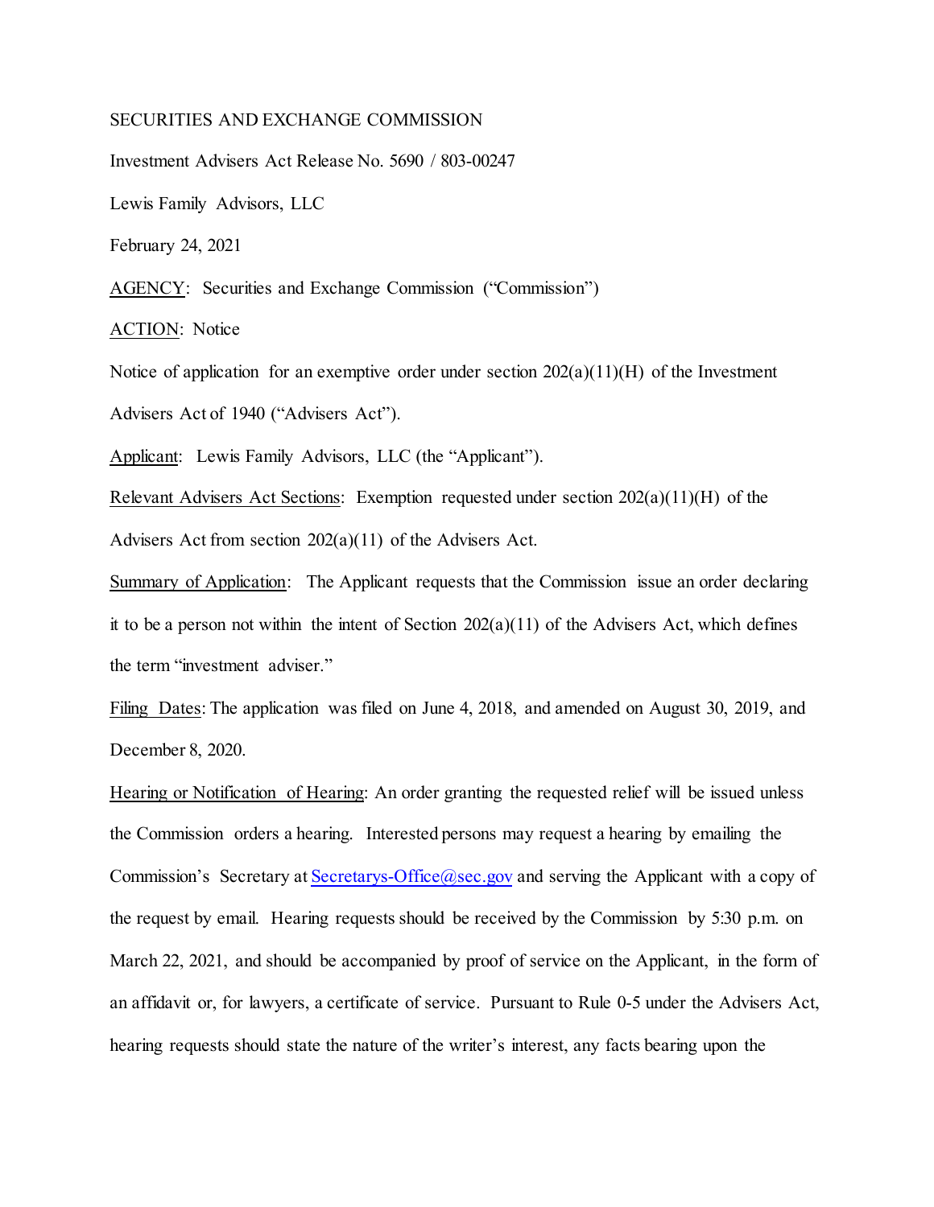SECURITIES AND EXCHANGE COMMISSION

Investment Advisers Act Release No. 5690 / 803-00247

Lewis Family Advisors, LLC

February 24, 2021

AGENCY: Securities and Exchange Commission ("Commission")

ACTION: Notice

Notice of application for an exemptive order under section 202(a)(11)(H) of the Investment Advisers Act of 1940 ("Advisers Act").

Applicant: Lewis Family Advisors, LLC (the "Applicant").

Relevant Advisers Act Sections: Exemption requested under section 202(a)(11)(H) of the Advisers Act from section 202(a)(11) of the Advisers Act.

Summary of Application: The Applicant requests that the Commission issue an order declaring it to be a person not within the intent of Section 202(a)(11) of the Advisers Act, which defines the term "investment adviser."

Filing Dates: The application was filed on June 4, 2018, and amended on August 30, 2019, and December 8, 2020.

Hearing or Notification of Hearing: An order granting the requested relief will be issued unless the Commission orders a hearing. Interested persons may request a hearing by emailing the Commission's Secretary at Secretarys-Office@sec.gov and serving the Applicant with a copy of the request by email. Hearing requests should be received by the Commission by 5:30 p.m. on March 22, 2021, and should be accompanied by proof of service on the Applicant, in the form of an affidavit or, for lawyers, a certificate of service. Pursuant to Rule 0-5 under the Advisers Act, hearing requests should state the nature of the writer's interest, any facts bearing upon the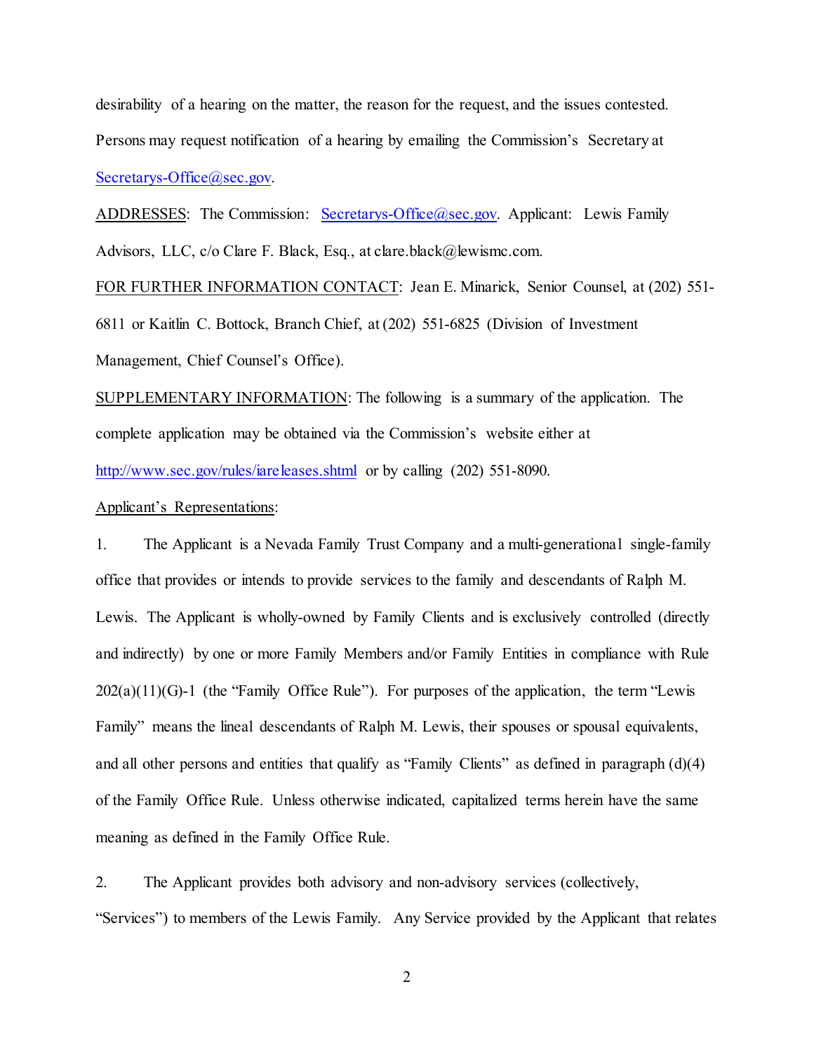desirability of a hearing on the matter, the reason for the request, and the issues contested. Persons may request notification of a hearing by emailing the Commission's Secretary at Secretarys-Office@sec.gov.

ADDRESSES: The Commission: Secretarys-Office@sec.gov. Applicant: Lewis Family Advisors, LLC, c/o Clare F. Black, Esq., at clare.black@lewismc.com.

FOR FURTHER INFORMATION CONTACT: Jean E. Minarick, Senior Counsel, at (202) 551-6811 or Kaitlin C. Bottock, Branch Chief, at (202) 551-6825 (Division of Investment Management, Chief Counsel's Office).

SUPPLEMENTARY INFORMATION: The following is a summary of the application. The complete application may be obtained via the Commission's website either at http://www.sec.gov/rules/iareleases.shtml or by calling (202) 551-8090.

Applicant's Representations:

1. The Applicant is a Nevada Family Trust Company and a multi-generational single-family office that provides or intends to provide services to the family and descendants of Ralph M. Lewis. The Applicant is wholly-owned by Family Clients and is exclusively controlled (directly and indirectly) by one or more Family Members and/or Family Entities in compliance with Rule 202(a)(11)(G)-1 (the "Family Office Rule"). For purposes of the application, the term "Lewis Family" means the lineal descendants of Ralph M. Lewis, their spouses or spousal equivalents, and all other persons and entities that qualify as "Family Clients" as defined in paragraph (d)(4) of the Family Office Rule. Unless otherwise indicated, capitalized terms herein have the same meaning as defined in the Family Office Rule.

2. The Applicant provides both advisory and non-advisory services (collectively, "Services") to members of the Lewis Family. Any Service provided by the Applicant that relates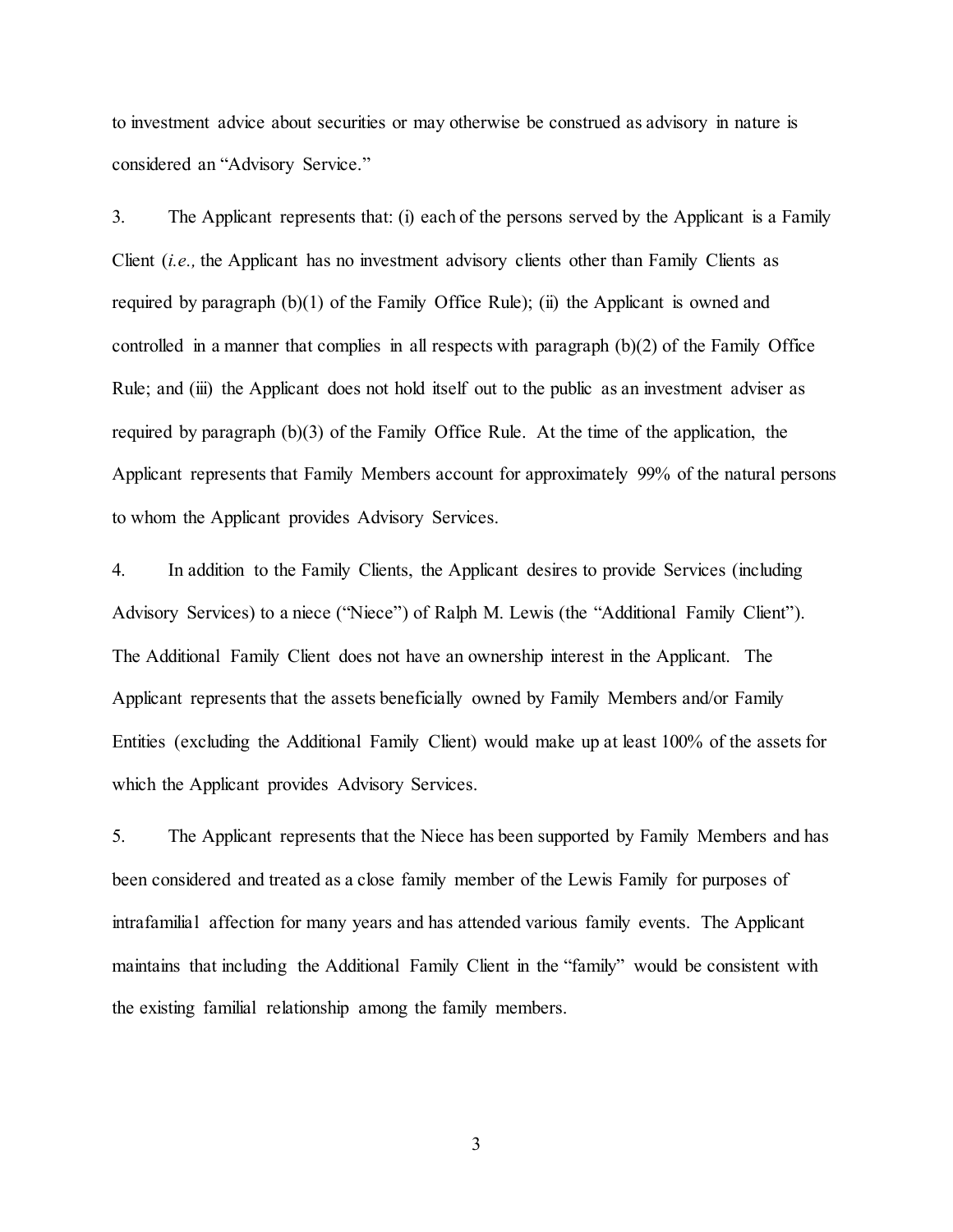to investment advice about securities or may otherwise be construed as advisory in nature is considered an "Advisory Service."

3. The Applicant represents that: (i) each of the persons served by the Applicant is a Family Client (*i.e.,* the Applicant has no investment advisory clients other than Family Clients as required by paragraph (b)(1) of the Family Office Rule); (ii) the Applicant is owned and controlled in a manner that complies in all respects with paragraph (b)(2) of the Family Office Rule; and (iii) the Applicant does not hold itself out to the public as an investment adviser as required by paragraph (b)(3) of the Family Office Rule. At the time of the application, the Applicant represents that Family Members account for approximately 99% of the natural persons to whom the Applicant provides Advisory Services.

4. In addition to the Family Clients, the Applicant desires to provide Services (including Advisory Services) to a niece ("Niece") of Ralph M. Lewis (the "Additional Family Client"). The Additional Family Client does not have an ownership interest in the Applicant. The Applicant represents that the assets beneficially owned by Family Members and/or Family Entities (excluding the Additional Family Client) would make up at least 100% of the assets for which the Applicant provides Advisory Services.

5. The Applicant represents that the Niece has been supported by Family Members and has been considered and treated as a close family member of the Lewis Family for purposes of intrafamilial affection for many years and has attended various family events. The Applicant maintains that including the Additional Family Client in the "family" would be consistent with the existing familial relationship among the family members.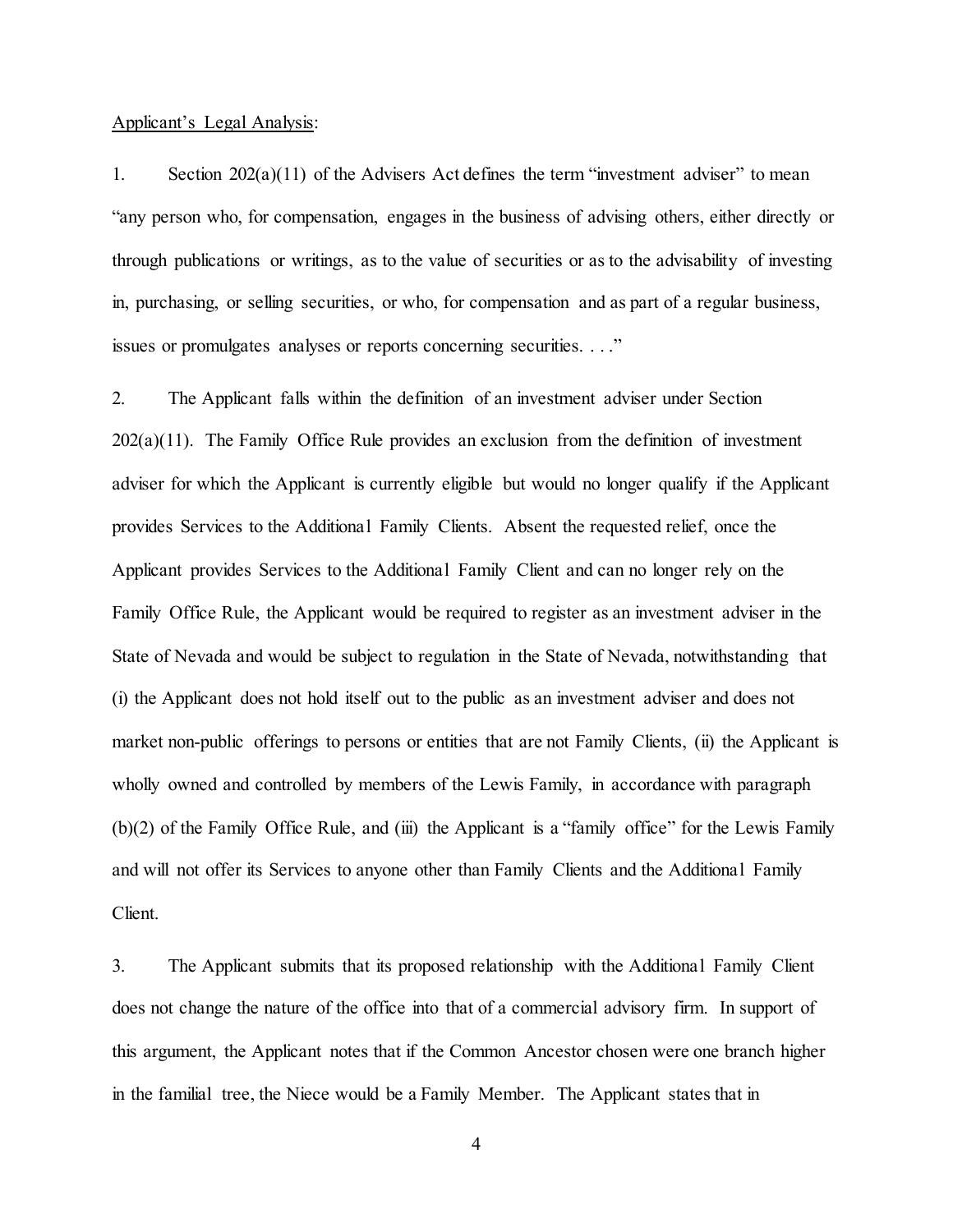<u>Applicant's Legal Analysis</u>:

1. Section 202(a)(11) of the Advisers Act defines the term "investment adviser" to mean "any person who, for compensation, engages in the business of advising others, either directly or through publications or writings, as to the value of securities or as to the advisability of investing in, purchasing, or selling securities, or who, for compensation and as part of a regular business, issues or promulgates analyses or reports concerning securities. . . ."

2. The Applicant falls within the definition of an investment adviser under Section 202(a)(11). The Family Office Rule provides an exclusion from the definition of investment adviser for which the Applicant is currently eligible but would no longer qualify if the Applicant provides Services to the Additional Family Clients. Absent the requested relief, once the Applicant provides Services to the Additional Family Client and can no longer rely on the Family Office Rule, the Applicant would be required to register as an investment adviser in the State of Nevada and would be subject to regulation in the State of Nevada, notwithstanding that (i) the Applicant does not hold itself out to the public as an investment adviser and does not market non-public offerings to persons or entities that are not Family Clients, (ii) the Applicant is wholly owned and controlled by members of the Lewis Family, in accordance with paragraph (b)(2) of the Family Office Rule, and (iii) the Applicant is a "family office" for the Lewis Family and will not offer its Services to anyone other than Family Clients and the Additional Family Client.

3. The Applicant submits that its proposed relationship with the Additional Family Client does not change the nature of the office into that of a commercial advisory firm. In support of this argument, the Applicant notes that if the Common Ancestor chosen were one branch higher in the familial tree, the Niece would be a Family Member. The Applicant states that in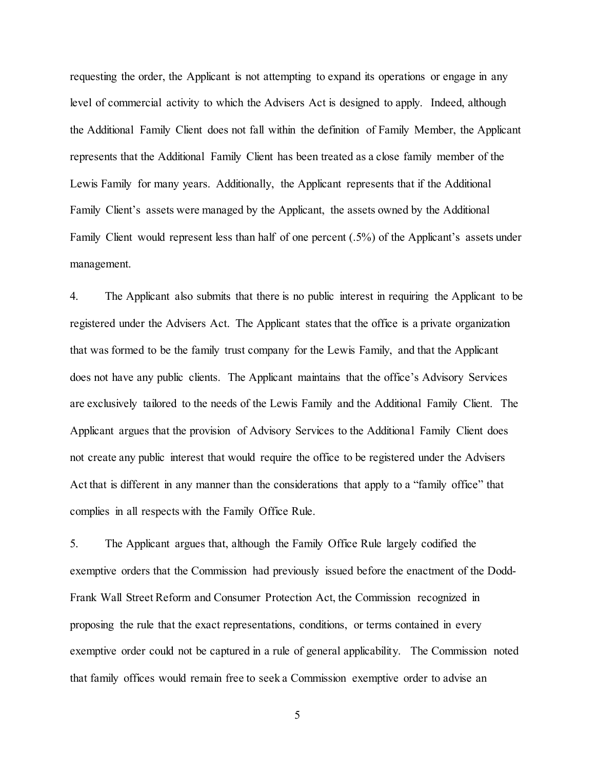requesting the order, the Applicant is not attempting to expand its operations or engage in any level of commercial activity to which the Advisers Act is designed to apply. Indeed, although the Additional Family Client does not fall within the definition of Family Member, the Applicant represents that the Additional Family Client has been treated as a close family member of the Lewis Family for many years. Additionally, the Applicant represents that if the Additional Family Client's assets were managed by the Applicant, the assets owned by the Additional Family Client would represent less than half of one percent (.5%) of the Applicant's assets under management.

4. The Applicant also submits that there is no public interest in requiring the Applicant to be registered under the Advisers Act. The Applicant states that the office is a private organization that was formed to be the family trust company for the Lewis Family, and that the Applicant does not have any public clients. The Applicant maintains that the office's Advisory Services are exclusively tailored to the needs of the Lewis Family and the Additional Family Client. The Applicant argues that the provision of Advisory Services to the Additional Family Client does not create any public interest that would require the office to be registered under the Advisers Act that is different in any manner than the considerations that apply to a "family office" that complies in all respects with the Family Office Rule.

5. The Applicant argues that, although the Family Office Rule largely codified the exemptive orders that the Commission had previously issued before the enactment of the Dodd-Frank Wall Street Reform and Consumer Protection Act, the Commission recognized in proposing the rule that the exact representations, conditions, or terms contained in every exemptive order could not be captured in a rule of general applicability. The Commission noted that family offices would remain free to seek a Commission exemptive order to advise an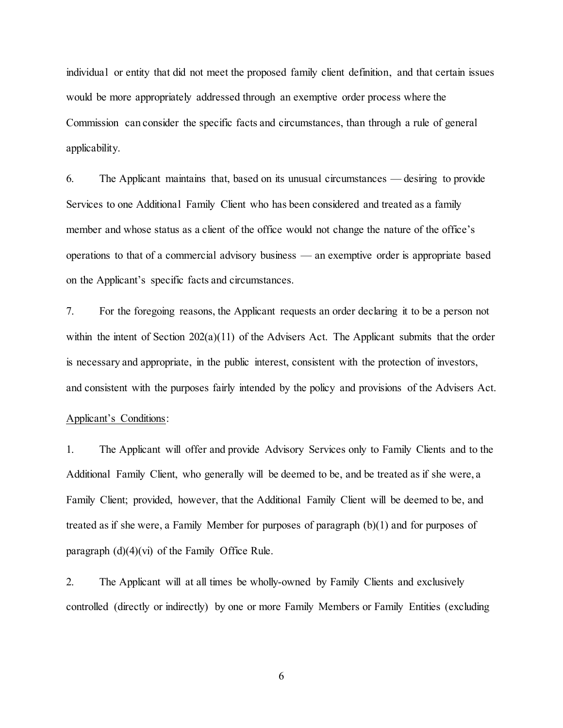individual or entity that did not meet the proposed family client definition, and that certain issues would be more appropriately addressed through an exemptive order process where the Commission can consider the specific facts and circumstances, than through a rule of general applicability.

6. The Applicant maintains that, based on its unusual circumstances — desiring to provide Services to one Additional Family Client who has been considered and treated as a family member and whose status as a client of the office would not change the nature of the office's operations to that of a commercial advisory business — an exemptive order is appropriate based on the Applicant's specific facts and circumstances.

7. For the foregoing reasons, the Applicant requests an order declaring it to be a person not within the intent of Section 202(a)(11) of the Advisers Act. The Applicant submits that the order is necessary and appropriate, in the public interest, consistent with the protection of investors, and consistent with the purposes fairly intended by the policy and provisions of the Advisers Act.

Applicant's Conditions:

1. The Applicant will offer and provide Advisory Services only to Family Clients and to the Additional Family Client, who generally will be deemed to be, and be treated as if she were, a Family Client; provided, however, that the Additional Family Client will be deemed to be, and treated as if she were, a Family Member for purposes of paragraph (b)(1) and for purposes of paragraph (d)(4)(vi) of the Family Office Rule.

2. The Applicant will at all times be wholly-owned by Family Clients and exclusively controlled (directly or indirectly) by one or more Family Members or Family Entities (excluding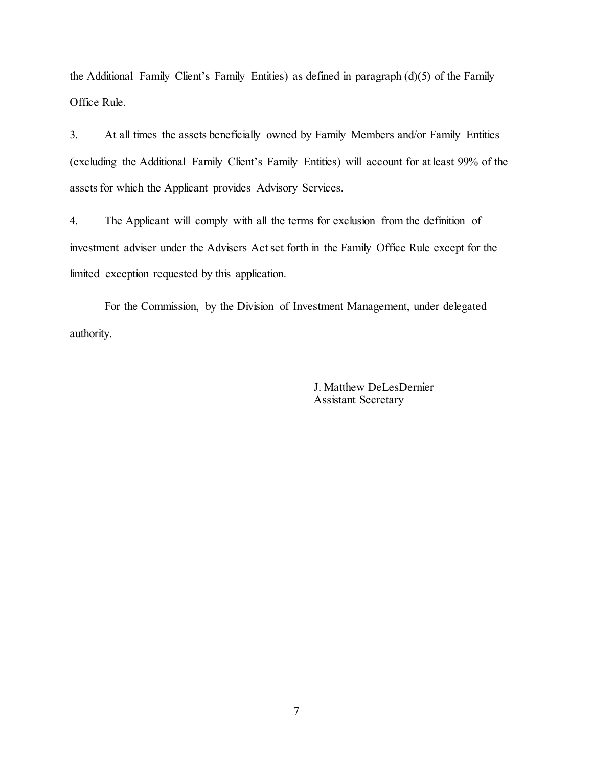the Additional Family Client's Family Entities) as defined in paragraph (d)(5) of the Family Office Rule.

3. At all times the assets beneficially owned by Family Members and/or Family Entities (excluding the Additional Family Client's Family Entities) will account for at least 99% of the assets for which the Applicant provides Advisory Services.

4. The Applicant will comply with all the terms for exclusion from the definition of investment adviser under the Advisers Act set forth in the Family Office Rule except for the limited exception requested by this application.

For the Commission, by the Division of Investment Management, under delegated authority.

J. Matthew DeLesDernier
Assistant Secretary